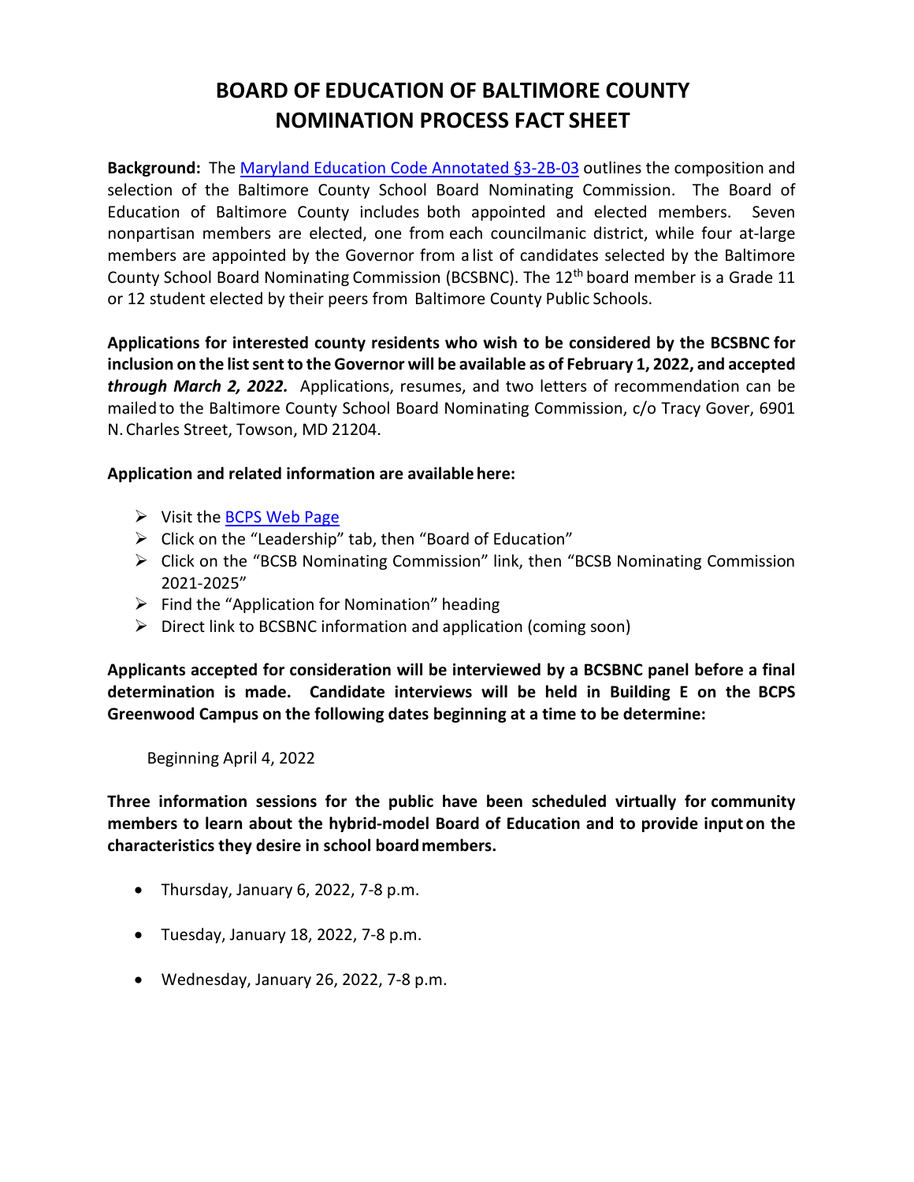# BOARD OF EDUCATION OF BALTIMORE COUNTY
# NOMINATION PROCESS FACT SHEET

**Background:** The Maryland Education Code Annotated §3-2B-03 outlines the composition and selection of the Baltimore County School Board Nominating Commission. The Board of Education of Baltimore County includes both appointed and elected members. Seven nonpartisan members are elected, one from each councilmanic district, while four at-large members are appointed by the Governor from a list of candidates selected by the Baltimore County School Board Nominating Commission (BCSBNC). The 12th board member is a Grade 11 or 12 student elected by their peers from Baltimore County Public Schools.

**Applications for interested county residents who wish to be considered by the BCSBNC for inclusion on the list sent to the Governor will be available as of February 1, 2022, and accepted *through March 2, 2022.*** Applications, resumes, and two letters of recommendation can be mailed to the Baltimore County School Board Nominating Commission, c/o Tracy Gover, 6901 N. Charles Street, Towson, MD 21204.

**Application and related information are available here:**

- Visit the BCPS Web Page
- Click on the "Leadership" tab, then "Board of Education"
- Click on the "BCSB Nominating Commission" link, then "BCSB Nominating Commission 2021-2025"
- Find the "Application for Nomination" heading
- Direct link to BCSBNC information and application (coming soon)

**Applicants accepted for consideration will be interviewed by a BCSBNC panel before a final determination is made. Candidate interviews will be held in Building E on the BCPS Greenwood Campus on the following dates beginning at a time to be determine:**

Beginning April 4, 2022

**Three information sessions for the public have been scheduled virtually for community members to learn about the hybrid-model Board of Education and to provide input on the characteristics they desire in school board members.**

- Thursday, January 6, 2022, 7-8 p.m.
- Tuesday, January 18, 2022, 7-8 p.m.
- Wednesday, January 26, 2022, 7-8 p.m.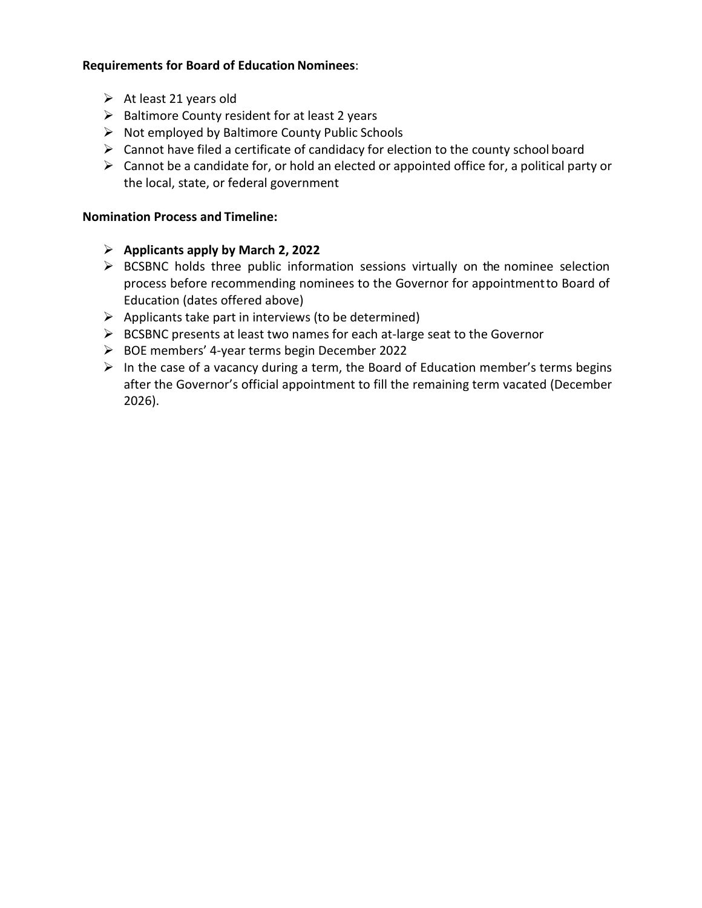**Requirements for Board of Education Nominees**:

- At least 21 years old
- Baltimore County resident for at least 2 years
- Not employed by Baltimore County Public Schools
- Cannot have filed a certificate of candidacy for election to the county school board
- Cannot be a candidate for, or hold an elected or appointed office for, a political party or the local, state, or federal government

**Nomination Process and Timeline:**

- **Applicants apply by March 2, 2022**
- BCSBNC holds three public information sessions virtually on the nominee selection process before recommending nominees to the Governor for appointment to Board of Education (dates offered above)
- Applicants take part in interviews (to be determined)
- BCSBNC presents at least two names for each at-large seat to the Governor
- BOE members' 4-year terms begin December 2022
- In the case of a vacancy during a term, the Board of Education member's terms begins after the Governor's official appointment to fill the remaining term vacated (December 2026).